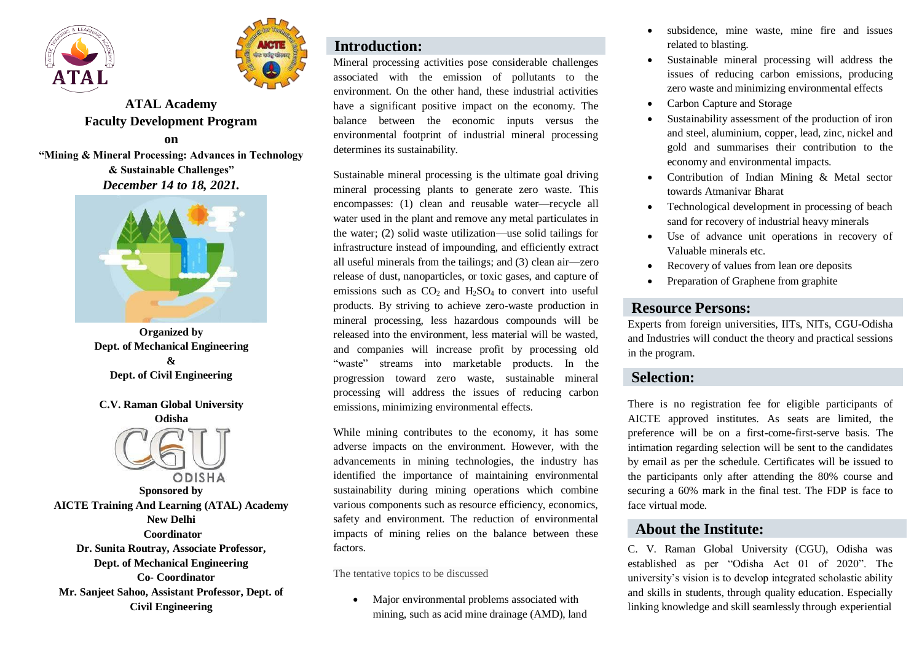# ATAL Academy Faculty Development Program

**on**

**"Mining & Mineral Processing: Advances in Technology & Sustainable Challenges"**

***December 14 to 18, 2021.***

**Organized by**
**Dept. of Mechanical Engineering**
**&**
**Dept. of Civil Engineering**

**C.V. Raman Global University**
**Odisha**

**Sponsored by**
**AICTE Training And Learning (ATAL) Academy**
**New Delhi**

**Coordinator**
**Dr. Sunita Routray, Associate Professor, Dept. of Mechanical Engineering**

**Co- Coordinator**
**Mr. Sanjeet Sahoo, Assistant Professor, Dept. of Civil Engineering**

## Introduction:

Mineral processing activities pose considerable challenges associated with the emission of pollutants to the environment. On the other hand, these industrial activities have a significant positive impact on the economy. The balance between the economic inputs versus the environmental footprint of industrial mineral processing determines its sustainability.

Sustainable mineral processing is the ultimate goal driving mineral processing plants to generate zero waste. This encompasses: (1) clean and reusable water—recycle all water used in the plant and remove any metal particulates in the water; (2) solid waste utilization—use solid tailings for infrastructure instead of impounding, and efficiently extract all useful minerals from the tailings; and (3) clean air—zero release of dust, nanoparticles, or toxic gases, and capture of emissions such as $CO_2$ and $H_2SO_4$ to convert into useful products. By striving to achieve zero-waste production in mineral processing, less hazardous compounds will be released into the environment, less material will be wasted, and companies will increase profit by processing old "waste" streams into marketable products. In the progression toward zero waste, sustainable mineral processing will address the issues of reducing carbon emissions, minimizing environmental effects.

While mining contributes to the economy, it has some adverse impacts on the environment. However, with the advancements in mining technologies, the industry has identified the importance of maintaining environmental sustainability during mining operations which combine various components such as resource efficiency, economics, safety and environment. The reduction of environmental impacts of mining relies on the balance between these factors.

The tentative topics to be discussed

- Major environmental problems associated with mining, such as acid mine drainage (AMD), land subsidence, mine waste, mine fire and issues related to blasting.
- Sustainable mineral processing will address the issues of reducing carbon emissions, producing zero waste and minimizing environmental effects
- Carbon Capture and Storage
- Sustainability assessment of the production of iron and steel, aluminium, copper, lead, zinc, nickel and gold and summarises their contribution to the economy and environmental impacts.
- Contribution of Indian Mining & Metal sector towards Atmanivar Bharat
- Technological development in processing of beach sand for recovery of industrial heavy minerals
- Use of advance unit operations in recovery of Valuable minerals etc.
- Recovery of values from lean ore deposits
- Preparation of Graphene from graphite

## Resource Persons:

Experts from foreign universities, IITs, NITs, CGU-Odisha and Industries will conduct the theory and practical sessions in the program.

## Selection:

There is no registration fee for eligible participants of AICTE approved institutes. As seats are limited, the preference will be on a first-come-first-serve basis. The intimation regarding selection will be sent to the candidates by email as per the schedule. Certificates will be issued to the participants only after attending the 80% course and securing a 60% mark in the final test. The FDP is face to face virtual mode.

## About the Institute:

C. V. Raman Global University (CGU), Odisha was established as per "Odisha Act 01 of 2020". The university's vision is to develop integrated scholastic ability and skills in students, through quality education. Especially linking knowledge and skill seamlessly through experiential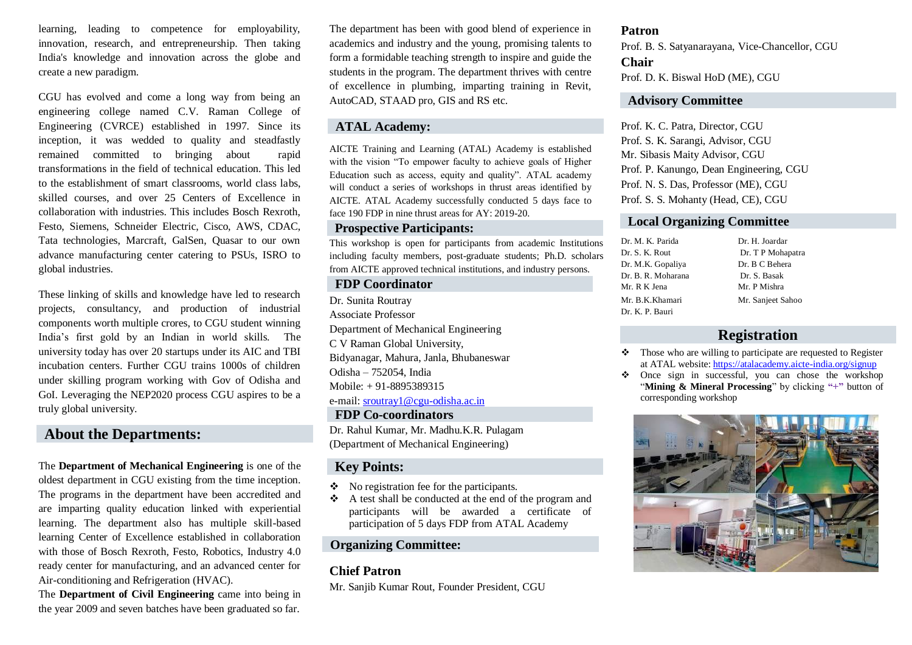learning, leading to competence for employability, innovation, research, and entrepreneurship. Then taking India's knowledge and innovation across the globe and create a new paradigm.

CGU has evolved and come a long way from being an engineering college named C.V. Raman College of Engineering (CVRCE) established in 1997. Since its inception, it was wedded to quality and steadfastly remained committed to bringing about rapid transformations in the field of technical education. This led to the establishment of smart classrooms, world class labs, skilled courses, and over 25 Centers of Excellence in collaboration with industries. This includes Bosch Rexroth, Festo, Siemens, Schneider Electric, Cisco, AWS, CDAC, Tata technologies, Marcraft, GalSen, Quasar to our own advance manufacturing center catering to PSUs, ISRO to global industries.

These linking of skills and knowledge have led to research projects, consultancy, and production of industrial components worth multiple crores, to CGU student winning India's first gold by an Indian in world skills. The university today has over 20 startups under its AIC and TBI incubation centers. Further CGU trains 1000s of children under skilling program working with Gov of Odisha and GoI. Leveraging the NEP2020 process CGU aspires to be a truly global university.

## About the Departments:

The **Department of Mechanical Engineering** is one of the oldest department in CGU existing from the time inception. The programs in the department have been accredited and are imparting quality education linked with experiential learning. The department also has multiple skill-based learning Center of Excellence established in collaboration with those of Bosch Rexroth, Festo, Robotics, Industry 4.0 ready center for manufacturing, and an advanced center for Air-conditioning and Refrigeration (HVAC).

The **Department of Civil Engineering** came into being in the year 2009 and seven batches have been graduated so far. The department has been with good blend of experience in academics and industry and the young, promising talents to form a formidable teaching strength to inspire and guide the students in the program. The department thrives with centre of excellence in plumbing, imparting training in Revit, AutoCAD, STAAD pro, GIS and RS etc.

## ATAL Academy:

AICTE Training and Learning (ATAL) Academy is established with the vision "To empower faculty to achieve goals of Higher Education such as access, equity and quality". ATAL academy will conduct a series of workshops in thrust areas identified by AICTE. ATAL Academy successfully conducted 5 days face to face 190 FDP in nine thrust areas for AY: 2019-20.

## Prospective Participants:

This workshop is open for participants from academic Institutions including faculty members, post-graduate students; Ph.D. scholars from AICTE approved technical institutions, and industry persons.

## FDP Coordinator

Dr. Sunita Routray
Associate Professor
Department of Mechanical Engineering
C V Raman Global University,
Bidyanagar, Mahura, Janla, Bhubaneswar
Odisha – 752054, India
Mobile: + 91-8895389315
e-mail: sroutray1@cgu-odisha.ac.in

## FDP Co-coordinators

Dr. Rahul Kumar, Mr. Madhu.K.R. Pulagam
(Department of Mechanical Engineering)

## Key Points:

- No registration fee for the participants.
- A test shall be conducted at the end of the program and participants will be awarded a certificate of participation of 5 days FDP from ATAL Academy

## Organizing Committee:

### Chief Patron

Mr. Sanjib Kumar Rout, Founder President, CGU

### Patron

Prof. B. S. Satyanarayana, Vice-Chancellor, CGU

### Chair

Prof. D. K. Biswal HoD (ME), CGU

## Advisory Committee

Prof. K. C. Patra, Director, CGU
Prof. S. K. Sarangi, Advisor, CGU
Mr. Sibasis Maity Advisor, CGU
Prof. P. Kanungo, Dean Engineering, CGU
Prof. N. S. Das, Professor (ME), CGU
Prof. S. S. Mohanty (Head, CE), CGU

## Local Organizing Committee

Dr. M. K. Parida
Dr. S. K. Rout
Dr. M.K. Gopaliya
Dr. B. R. Moharana
Mr. R K Jena
Mr. B.K.Khamari
Dr. K. P. Bauri
Dr. H. Joardar
Dr. T P Mohapatra
Dr. B C Behera
Dr. S. Basak
Mr. P Mishra
Mr. Sanjeet Sahoo

## Registration

- Those who are willing to participate are requested to Register at ATAL website: https://atalacademy.aicte-india.org/signup
- Once sign in successful, you can chose the workshop "**Mining & Mineral Processing**" by clicking "+" button of corresponding workshop